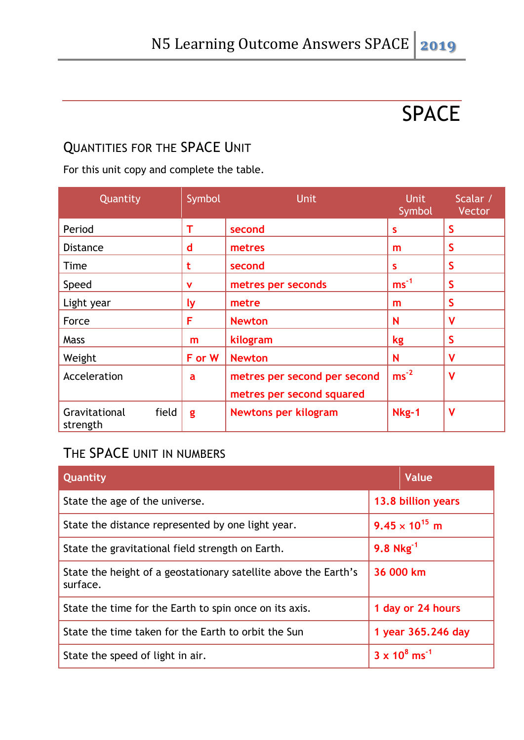# SPACE

## Quantities for the SPACE Unit

For this unit copy and complete the table.

| Quantity | Symbol | Unit | Unit Symbol | Scalar / Vector |
|---|---|---|---|---|
| Period | T | second | s | S |
| Distance | d | metres | m | S |
| Time | t | second | s | S |
| Speed | v | metres per seconds | $ms^{-1}$ | S |
| Light year | ly | metre | m | S |
| Force | F | Newton | N | V |
| Mass | m | kilogram | kg | S |
| Weight | F or W | Newton | N | V |
| Acceleration | a | metres per second per second<br>metres per second squared | $ms^{-2}$ | V |
| Gravitational field strength | g | Newtons per kilogram | Nkg-1 | V |

## The SPACE unit in numbers

| Quantity | Value |
|---|---|
| State the age of the universe. | 13.8 billion years |
| State the distance represented by one light year. | $9.45 \times 10^{15}$ m |
| State the gravitational field strength on Earth. | 9.8 $Nkg^{-1}$ |
| State the height of a geostationary satellite above the Earth's surface. | 36 000 km |
| State the time for the Earth to spin once on its axis. | 1 day or 24 hours |
| State the time taken for the Earth to orbit the Sun | 1 year 365.246 day |
| State the speed of light in air. | $3 \times 10^{8}$ $ms^{-1}$ |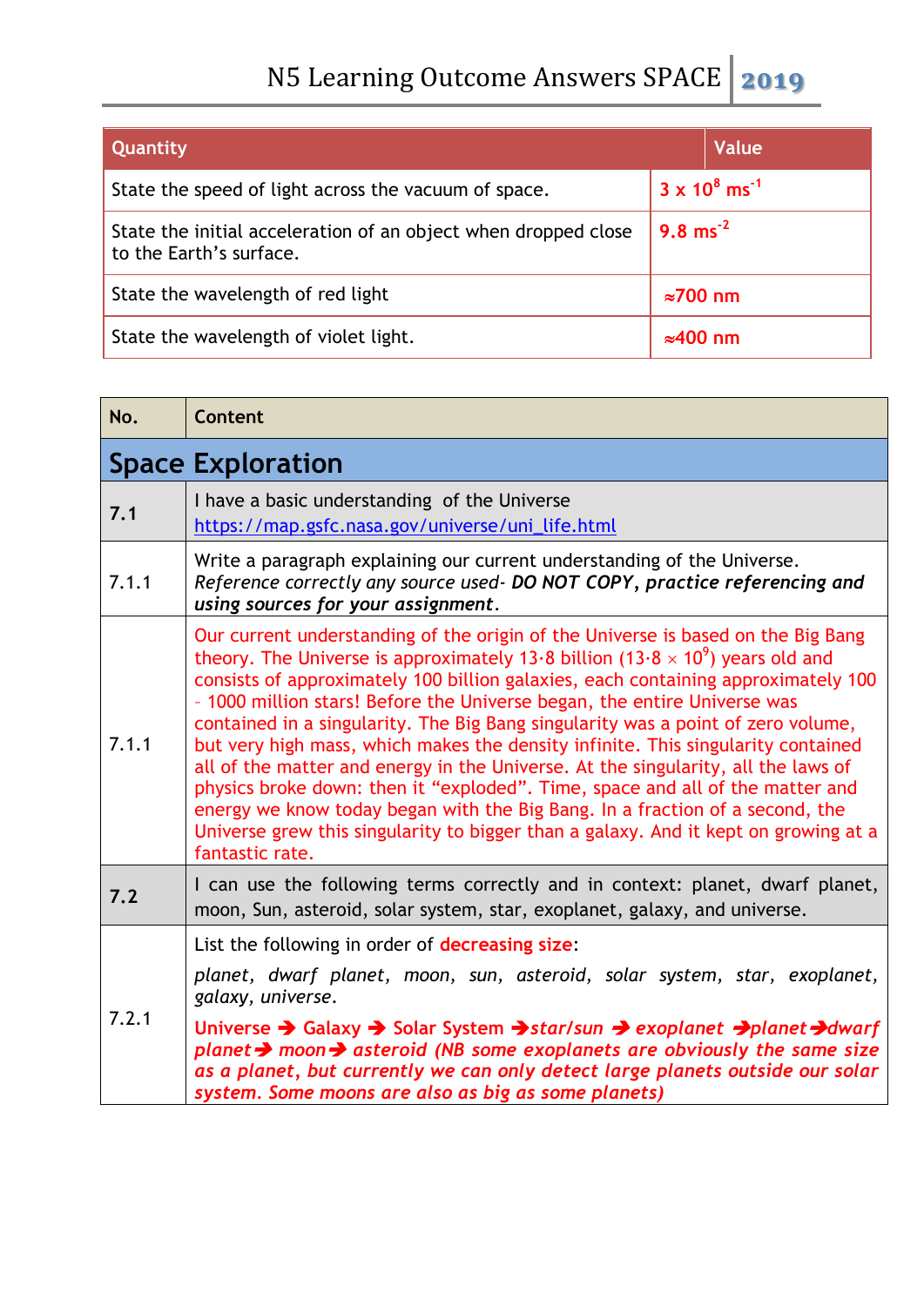| Quantity | Value |
|---|---|
| State the speed of light across the vacuum of space. | $3 \times 10^8$ ms$^{-1}$ |
| State the initial acceleration of an object when dropped close to the Earth's surface. | 9.8 ms$^{-2}$ |
| State the wavelength of red light | ≈700 nm |
| State the wavelength of violet light. | ≈400 nm |

| No. | Content |
|---|---|
| **Space Exploration** | |
| **7.1** | I have a basic understanding of the Universe https://map.gsfc.nasa.gov/universe/uni_life.html |
| 7.1.1 | Write a paragraph explaining our current understanding of the Universe. *Reference correctly any source used- **DO NOT COPY**, **practice referencing and using sources for your assignment**.* |
| 7.1.1 | Our current understanding of the origin of the Universe is based on the Big Bang theory. The Universe is approximately 13·8 billion ($13{\cdot}8 \times 10^9$) years old and consists of approximately 100 billion galaxies, each containing approximately 100 – 1000 million stars! Before the Universe began, the entire Universe was contained in a singularity. The Big Bang singularity was a point of zero volume, but very high mass, which makes the density infinite. This singularity contained all of the matter and energy in the Universe. At the singularity, all the laws of physics broke down: then it "exploded". Time, space and all of the matter and energy we know today began with the Big Bang. In a fraction of a second, the Universe grew this singularity to bigger than a galaxy. And it kept on growing at a fantastic rate. |
| **7.2** | I can use the following terms correctly and in context: planet, dwarf planet, moon, Sun, asteroid, solar system, star, exoplanet, galaxy, and universe. |
| 7.2.1 | List the following in order of **decreasing size**: *planet, dwarf planet, moon, sun, asteroid, solar system, star, exoplanet, galaxy, universe.* **Universe ➔ Galaxy ➔ Solar System ➔*star/sun ➔ exoplanet ➔planet ➔dwarf planet ➔ moon ➔ asteroid (NB some exoplanets are obviously the same size as a planet, but currently we can only detect large planets outside our solar system. Some moons are also as big as some planets)*** |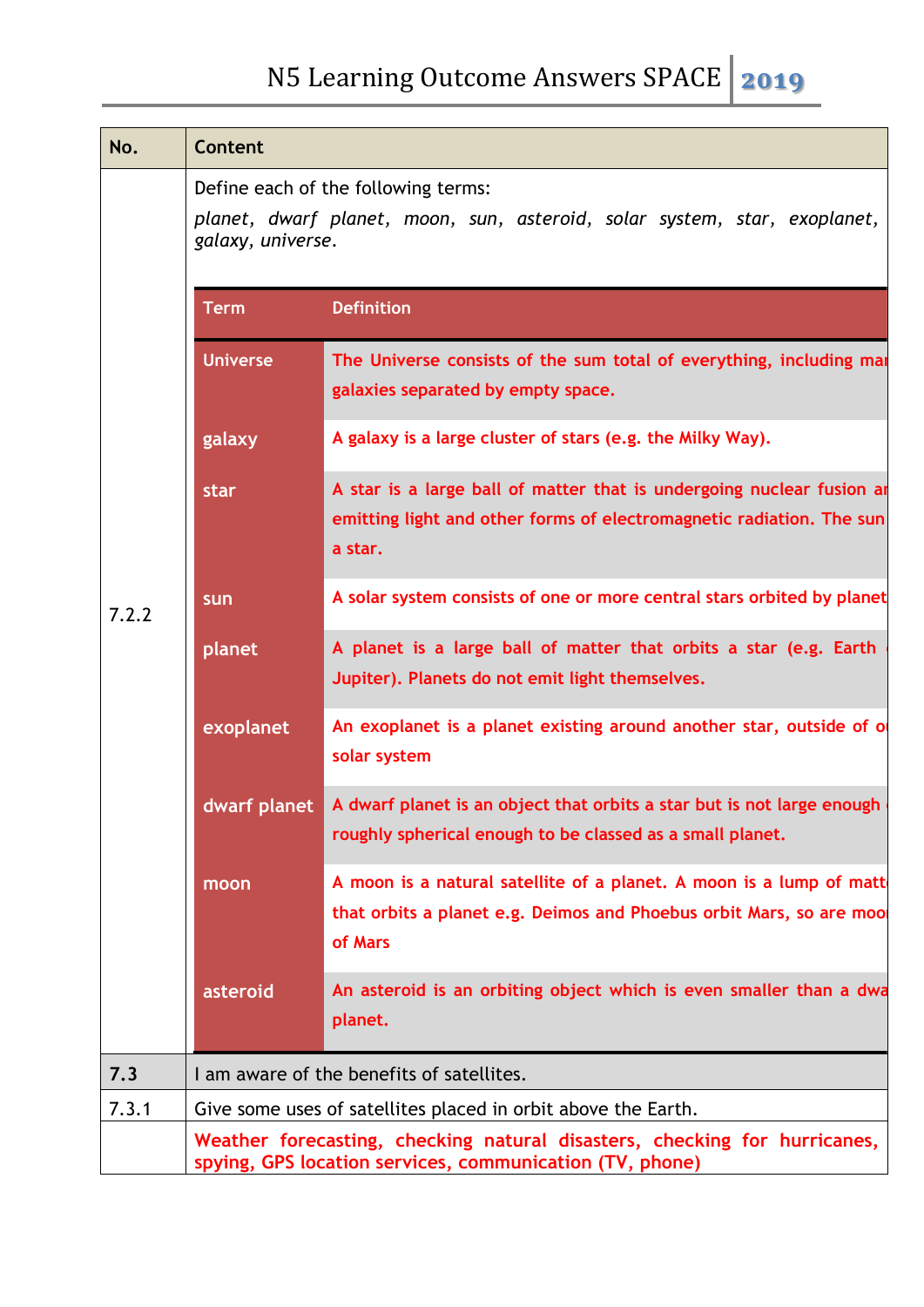| No. | Content |
| --- | --- |
| 7.2.2 | Define each of the following terms: *planet, dwarf planet, moon, sun, asteroid, solar system, star, exoplanet, galaxy, universe.* |

| Term | Definition |
| --- | --- |
| Universe | The Universe consists of the sum total of everything, including mar galaxies separated by empty space. |
| galaxy | A galaxy is a large cluster of stars (e.g. the Milky Way). |
| star | A star is a large ball of matter that is undergoing nuclear fusion ar emitting light and other forms of electromagnetic radiation. The sun a star. |
| sun | A solar system consists of one or more central stars orbited by planet |
| planet | A planet is a large ball of matter that orbits a star (e.g. Earth Jupiter). Planets do not emit light themselves. |
| exoplanet | An exoplanet is a planet existing around another star, outside of o solar system |
| dwarf planet | A dwarf planet is an object that orbits a star but is not large enough roughly spherical enough to be classed as a small planet. |
| moon | A moon is a natural satellite of a planet. A moon is a lump of matt that orbits a planet e.g. Deimos and Phoebus orbit Mars, so are moo of Mars |
| asteroid | An asteroid is an orbiting object which is even smaller than a dwa planet. |

| No. | Content |
| --- | --- |
| **7.3** | I am aware of the benefits of satellites. |
| 7.3.1 | Give some uses of satellites placed in orbit above the Earth. |
| | **Weather forecasting, checking natural disasters, checking for hurricanes, spying, GPS location services, communication (TV, phone)** |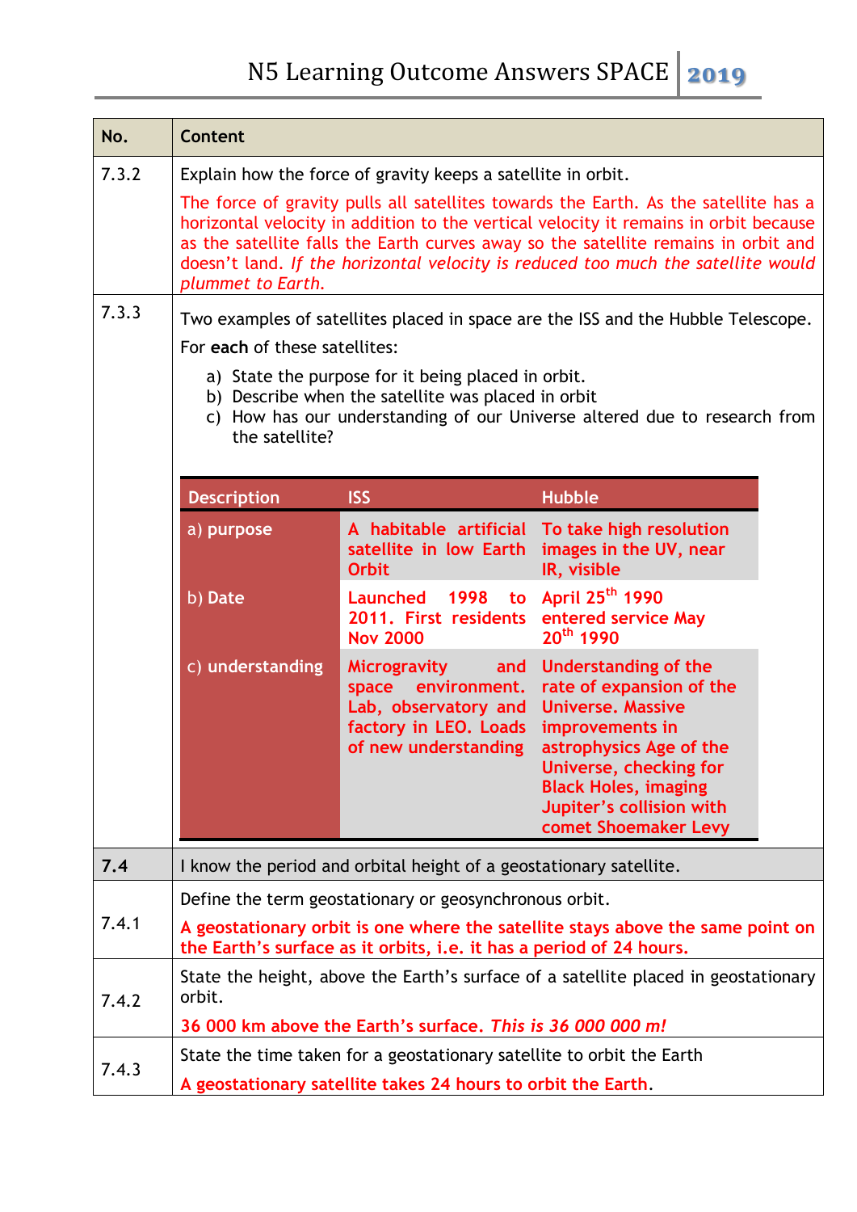| No. | Content |
|---|---|
| 7.3.2 | Explain how the force of gravity keeps a satellite in orbit.<br>The force of gravity pulls all satellites towards the Earth. As the satellite has a horizontal velocity in addition to the vertical velocity it remains in orbit because as the satellite falls the Earth curves away so the satellite remains in orbit and doesn't land. *If the horizontal velocity is reduced too much the satellite would plummet to Earth.* |
| 7.3.3 | Two examples of satellites placed in space are the ISS and the Hubble Telescope.<br>For **each** of these satellites:<br>a) State the purpose for it being placed in orbit.<br>b) Describe when the satellite was placed in orbit<br>c) How has our understanding of our Universe altered due to research from the satellite? |
| **7.4** | I know the period and orbital height of a geostationary satellite. |
| 7.4.1 | Define the term geostationary or geosynchronous orbit.<br>**A geostationary orbit is one where the satellite stays above the same point on the Earth's surface as it orbits, i.e. it has a period of 24 hours.** |
| 7.4.2 | State the height, above the Earth's surface of a satellite placed in geostationary orbit.<br>**36 000 km above the Earth's surface. *This is 36 000 000 m!*** |
| 7.4.3 | State the time taken for a geostationary satellite to orbit the Earth<br>**A geostationary satellite takes 24 hours to orbit the Earth**. |

| Description | ISS | Hubble |
|---|---|---|
| a) purpose | A habitable artificial satellite in low Earth Orbit | To take high resolution images in the UV, near IR, visible |
| b) Date | Launched 1998 to 2011. First residents Nov 2000 | April 25th 1990 entered service May 20th 1990 |
| c) understanding | Microgravity and space environment. Lab, observatory and factory in LEO. Loads of new understanding | Understanding of the rate of expansion of the Universe. Massive improvements in astrophysics Age of the Universe, checking for Black Holes, imaging Jupiter's collision with comet Shoemaker Levy |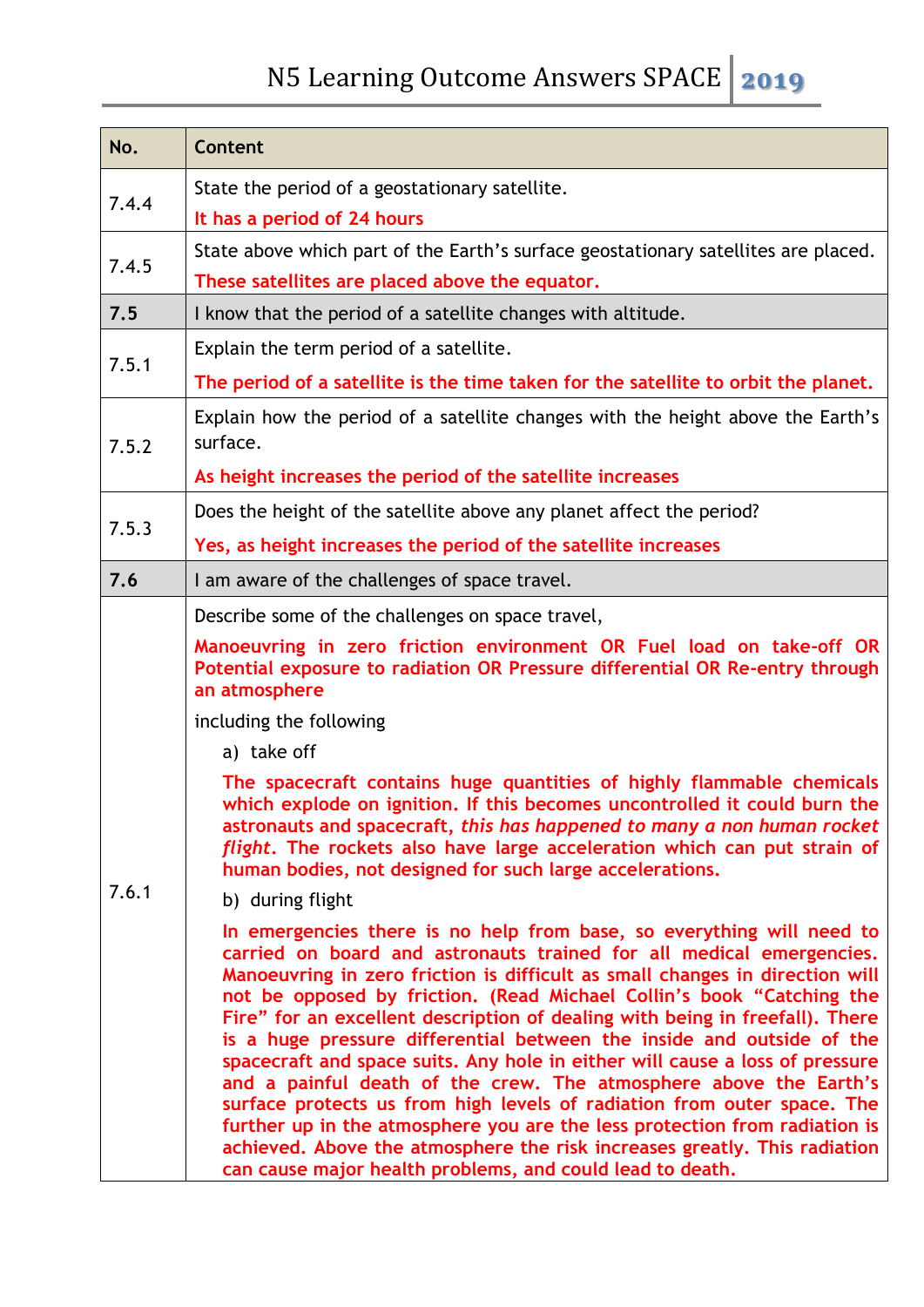| No. | Content |
|---|---|
| 7.4.4 | State the period of a geostationary satellite.<br>**It has a period of 24 hours** |
| 7.4.5 | State above which part of the Earth's surface geostationary satellites are placed.<br>**These satellites are placed above the equator.** |
| **7.5** | I know that the period of a satellite changes with altitude. |
| 7.5.1 | Explain the term period of a satellite.<br>**The period of a satellite is the time taken for the satellite to orbit the planet.** |
| 7.5.2 | Explain how the period of a satellite changes with the height above the Earth's surface.<br>**As height increases the period of the satellite increases** |
| 7.5.3 | Does the height of the satellite above any planet affect the period?<br>**Yes, as height increases the period of the satellite increases** |
| **7.6** | I am aware of the challenges of space travel. |
| 7.6.1 | Describe some of the challenges on space travel,<br>**Manoeuvring in zero friction environment OR Fuel load on take-off OR Potential exposure to radiation OR Pressure differential OR Re-entry through an atmosphere**<br>including the following<br>a) take off<br>**The spacecraft contains huge quantities of highly flammable chemicals which explode on ignition. If this becomes uncontrolled it could burn the astronauts and spacecraft, *this has happened to many a non human rocket flight*. The rockets also have large acceleration which can put strain of human bodies, not designed for such large accelerations.**<br>b) during flight<br>**In emergencies there is no help from base, so everything will need to carried on board and astronauts trained for all medical emergencies. Manoeuvring in zero friction is difficult as small changes in direction will not be opposed by friction. (Read Michael Collin's book "Catching the Fire" for an excellent description of dealing with being in freefall). There is a huge pressure differential between the inside and outside of the spacecraft and space suits. Any hole in either will cause a loss of pressure and a painful death of the crew. The atmosphere above the Earth's surface protects us from high levels of radiation from outer space. The further up in the atmosphere you are the less protection from radiation is achieved. Above the atmosphere the risk increases greatly. This radiation can cause major health problems, and could lead to death.** |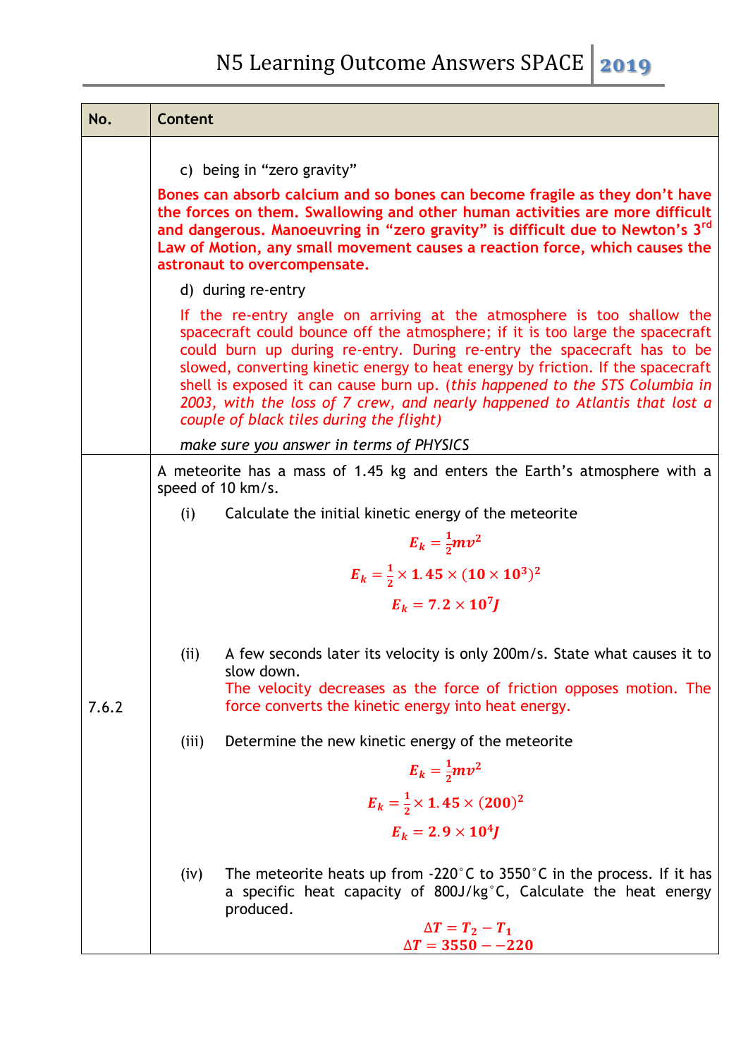| No. | Content |
|---|---|
| | c) being in "zero gravity"<br>**Bones can absorb calcium and so bones can become fragile as they don't have the forces on them. Swallowing and other human activities are more difficult and dangerous. Manoeuvring in "zero gravity" is difficult due to Newton's 3rd Law of Motion, any small movement causes a reaction force, which causes the astronaut to overcompensate.**<br>d) during re-entry<br>If the re-entry angle on arriving at the atmosphere is too shallow the spacecraft could bounce off the atmosphere; if it is too large the spacecraft could burn up during re-entry. During re-entry the spacecraft has to be slowed, converting kinetic energy to heat energy by friction. If the spacecraft shell is exposed it can cause burn up. (*this happened to the STS Columbia in 2003, with the loss of 7 crew, and nearly happened to Atlantis that lost a couple of black tiles during the flight*)<br>*make sure you answer in terms of PHYSICS* |
| 7.6.2 | A meteorite has a mass of 1.45 kg and enters the Earth's atmosphere with a speed of 10 km/s.<br>(i) Calculate the initial kinetic energy of the meteorite<br>$E_k = \frac{1}{2}mv^2$<br>$E_k = \frac{1}{2} \times 1.45 \times (10 \times 10^3)^2$<br>$E_k = 7.2 \times 10^7 J$<br>(ii) A few seconds later its velocity is only 200m/s. State what causes it to slow down.<br>The velocity decreases as the force of friction opposes motion. The force converts the kinetic energy into heat energy.<br>(iii) Determine the new kinetic energy of the meteorite<br>$E_k = \frac{1}{2}mv^2$<br>$E_k = \frac{1}{2} \times 1.45 \times (200)^2$<br>$E_k = 2.9 \times 10^4 J$<br>(iv) The meteorite heats up from -220°C to 3550°C in the process. If it has a specific heat capacity of 800J/kg°C, Calculate the heat energy produced.<br>$\Delta T = T_2 - T_1$<br>$\Delta T = 3550 - -220$ |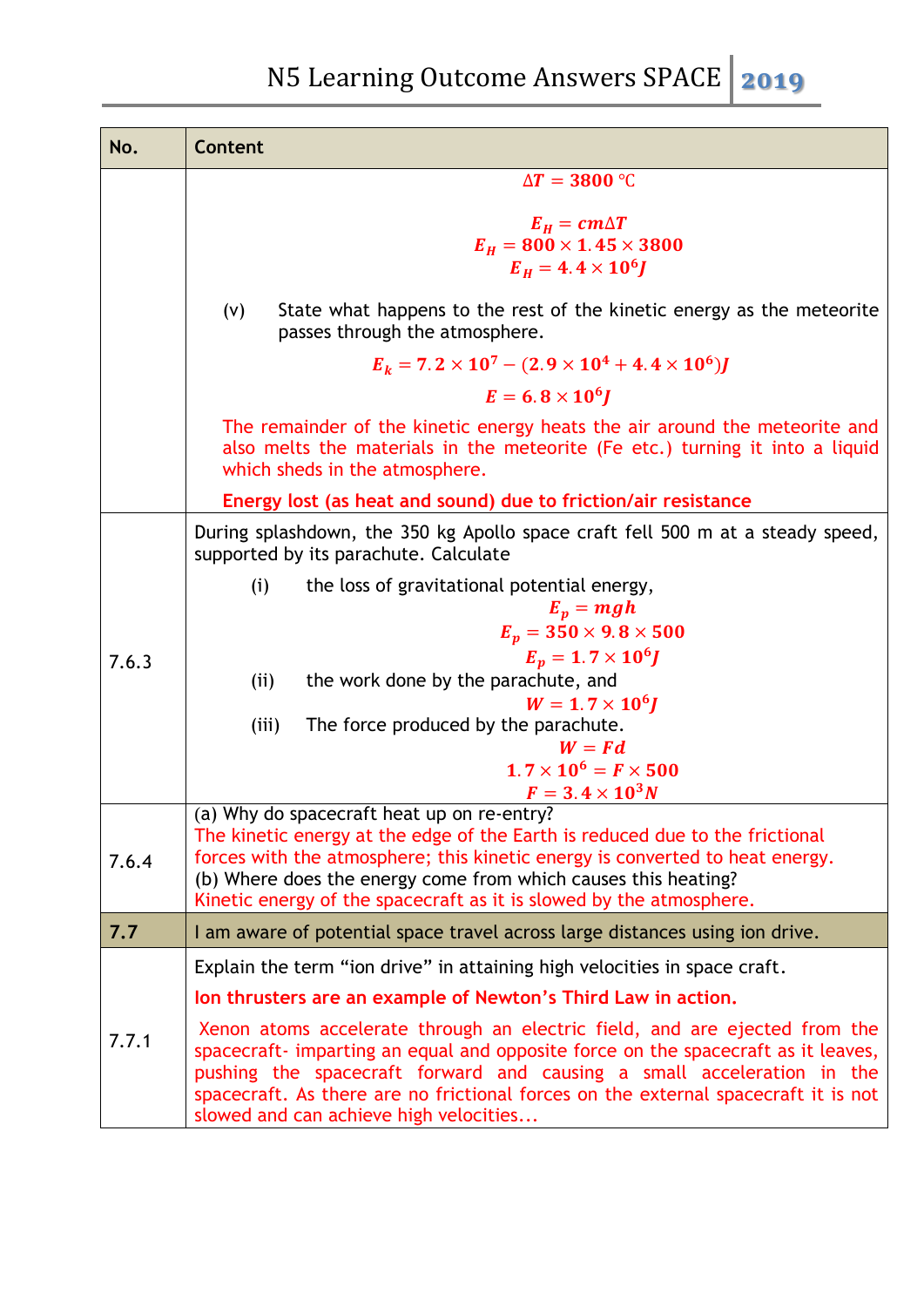| No. | Content |
|---|---|
| | $\Delta T = 3800\ ℃$<br><br>$E_H = cm\Delta T$<br>$E_H = 800 \times 1.45 \times 3800$<br>$E_H = 4.4 \times 10^6 J$<br><br>(v) State what happens to the rest of the kinetic energy as the meteorite passes through the atmosphere.<br><br>$E_k = 7.2 \times 10^7 - (2.9 \times 10^4 + 4.4 \times 10^6)J$<br>$E = 6.8 \times 10^6 J$<br><br>The remainder of the kinetic energy heats the air around the meteorite and also melts the materials in the meteorite (Fe etc.) turning it into a liquid which sheds in the atmosphere.<br><br>**Energy lost (as heat and sound) due to friction/air resistance** |
| 7.6.3 | During splashdown, the 350 kg Apollo space craft fell 500 m at a steady speed, supported by its parachute. Calculate<br><br>(i) the loss of gravitational potential energy,<br>$E_p = mgh$<br>$E_p = 350 \times 9.8 \times 500$<br>$E_p = 1.7 \times 10^6 J$<br><br>(ii) the work done by the parachute, and<br>$W = 1.7 \times 10^6 J$<br><br>(iii) The force produced by the parachute.<br>$W = Fd$<br>$1.7 \times 10^6 = F \times 500$<br>$F = 3.4 \times 10^3 N$ |
| 7.6.4 | (a) Why do spacecraft heat up on re-entry?<br>The kinetic energy at the edge of the Earth is reduced due to the frictional forces with the atmosphere; this kinetic energy is converted to heat energy.<br>(b) Where does the energy come from which causes this heating?<br>Kinetic energy of the spacecraft as it is slowed by the atmosphere. |
| **7.7** | I am aware of potential space travel across large distances using ion drive. |
| 7.7.1 | Explain the term "ion drive" in attaining high velocities in space craft.<br><br>**Ion thrusters are an example of Newton's Third Law in action.**<br><br>Xenon atoms accelerate through an electric field, and are ejected from the spacecraft- imparting an equal and opposite force on the spacecraft as it leaves, pushing the spacecraft forward and causing a small acceleration in the spacecraft. As there are no frictional forces on the external spacecraft it is not slowed and can achieve high velocities... |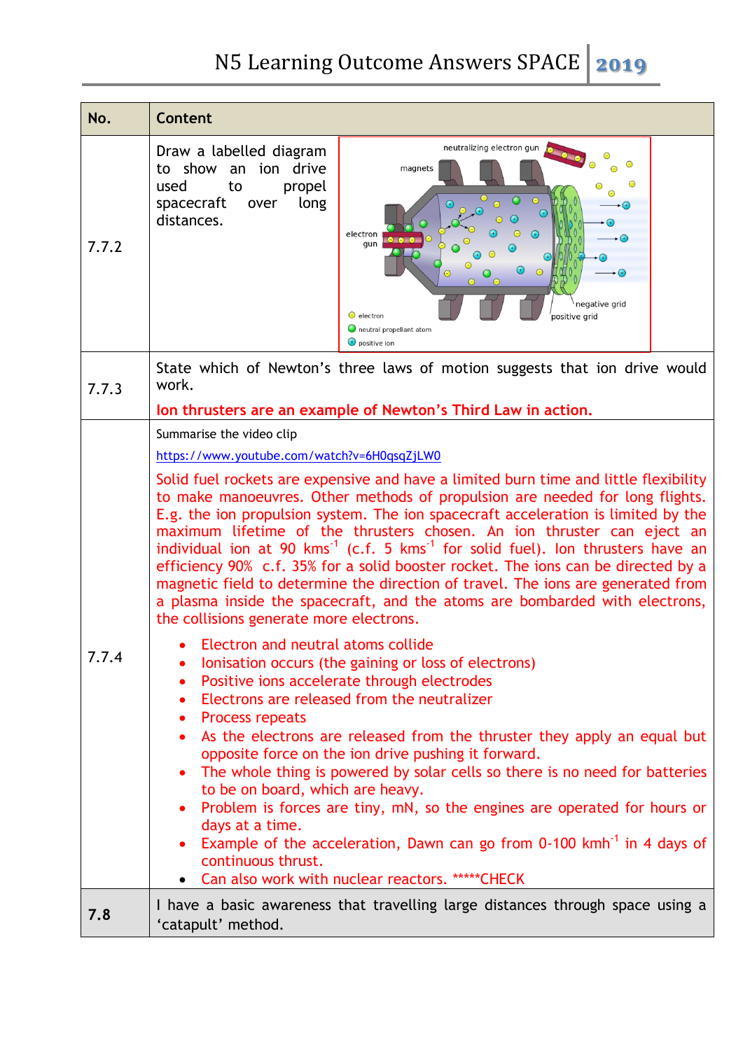| No. | Content |
|---|---|
| 7.7.2 | Draw a labelled diagram to show an ion drive used to propel spacecraft over long distances. |
| 7.7.3 | State which of Newton's three laws of motion suggests that ion drive would work. **Ion thrusters are an example of Newton's Third Law in action.** |
| 7.7.4 | Summarise the video clip https://www.youtube.com/watch?v=6H0qsqZjLW0 <br><br> Solid fuel rockets are expensive and have a limited burn time and little flexibility to make manoeuvres. Other methods of propulsion are needed for long flights. E.g. the ion propulsion system. The ion spacecraft acceleration is limited by the maximum lifetime of the thrusters chosen. An ion thruster can eject an individual ion at 90 $kms^{-1}$ (c.f. 5 $kms^{-1}$ for solid fuel). Ion thrusters have an efficiency 90% c.f. 35% for a solid booster rocket. The ions can be directed by a magnetic field to determine the direction of travel. The ions are generated from a plasma inside the spacecraft, and the atoms are bombarded with electrons, the collisions generate more electrons. <br><br> • Electron and neutral atoms collide <br> • Ionisation occurs (the gaining or loss of electrons) <br> • Positive ions accelerate through electrodes <br> • Electrons are released from the neutralizer <br> • Process repeats <br> • As the electrons are released from the thruster they apply an equal but opposite force on the ion drive pushing it forward. <br> • The whole thing is powered by solar cells so there is no need for batteries to be on board, which are heavy. <br> • Problem is forces are tiny, mN, so the engines are operated for hours or days at a time. <br> • Example of the acceleration, Dawn can go from 0-100 $kmh^{-1}$ in 4 days of continuous thrust. <br> • Can also work with nuclear reactors. *****CHECK |
| **7.8** | I have a basic awareness that travelling large distances through space using a 'catapult' method. |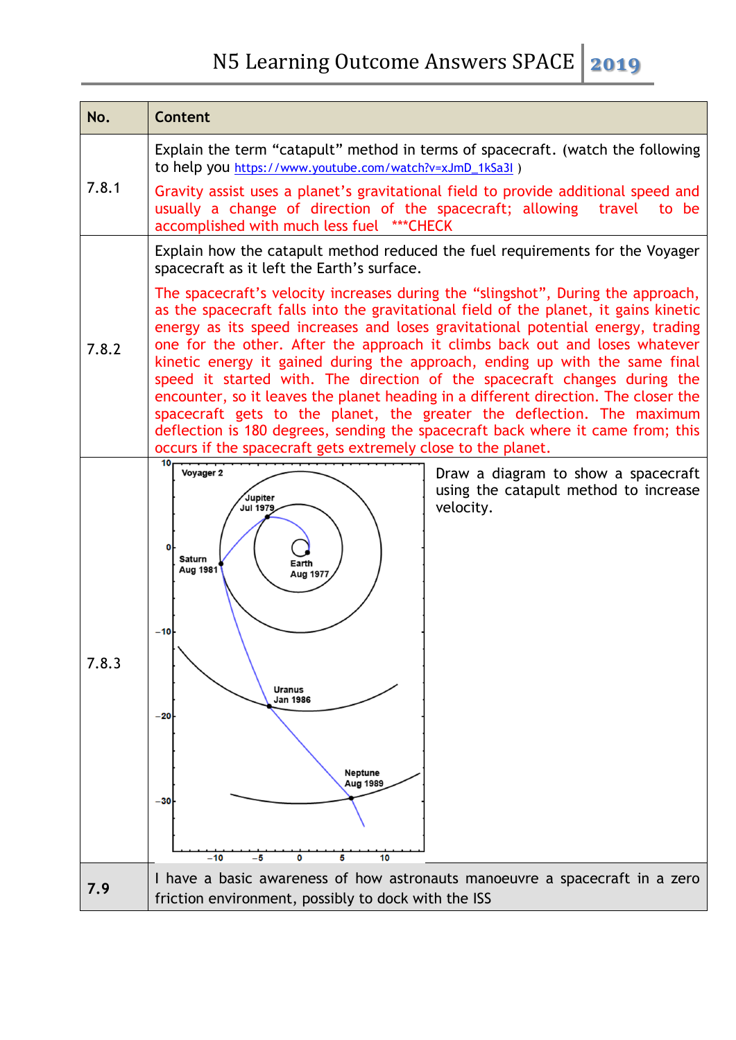| No. | Content |
|---|---|
| 7.8.1 | Explain the term "catapult" method in terms of spacecraft. (watch the following to help you https://www.youtube.com/watch?v=xJmD_1kSa3I ) <br><br> Gravity assist uses a planet's gravitational field to provide additional speed and usually a change of direction of the spacecraft; allowing travel to be accomplished with much less fuel ***CHECK |
| 7.8.2 | Explain how the catapult method reduced the fuel requirements for the Voyager spacecraft as it left the Earth's surface. <br><br> The spacecraft's velocity increases during the "slingshot", During the approach, as the spacecraft falls into the gravitational field of the planet, it gains kinetic energy as its speed increases and loses gravitational potential energy, trading one for the other. After the approach it climbs back out and loses whatever kinetic energy it gained during the approach, ending up with the same final speed it started with. The direction of the spacecraft changes during the encounter, so it leaves the planet heading in a different direction. The closer the spacecraft gets to the planet, the greater the deflection. The maximum deflection is 180 degrees, sending the spacecraft back where it came from; this occurs if the spacecraft gets extremely close to the planet. |
| 7.8.3 | Draw a diagram to show a spacecraft using the catapult method to increase velocity. |
| **7.9** | I have a basic awareness of how astronauts manoeuvre a spacecraft in a zero friction environment, possibly to dock with the ISS |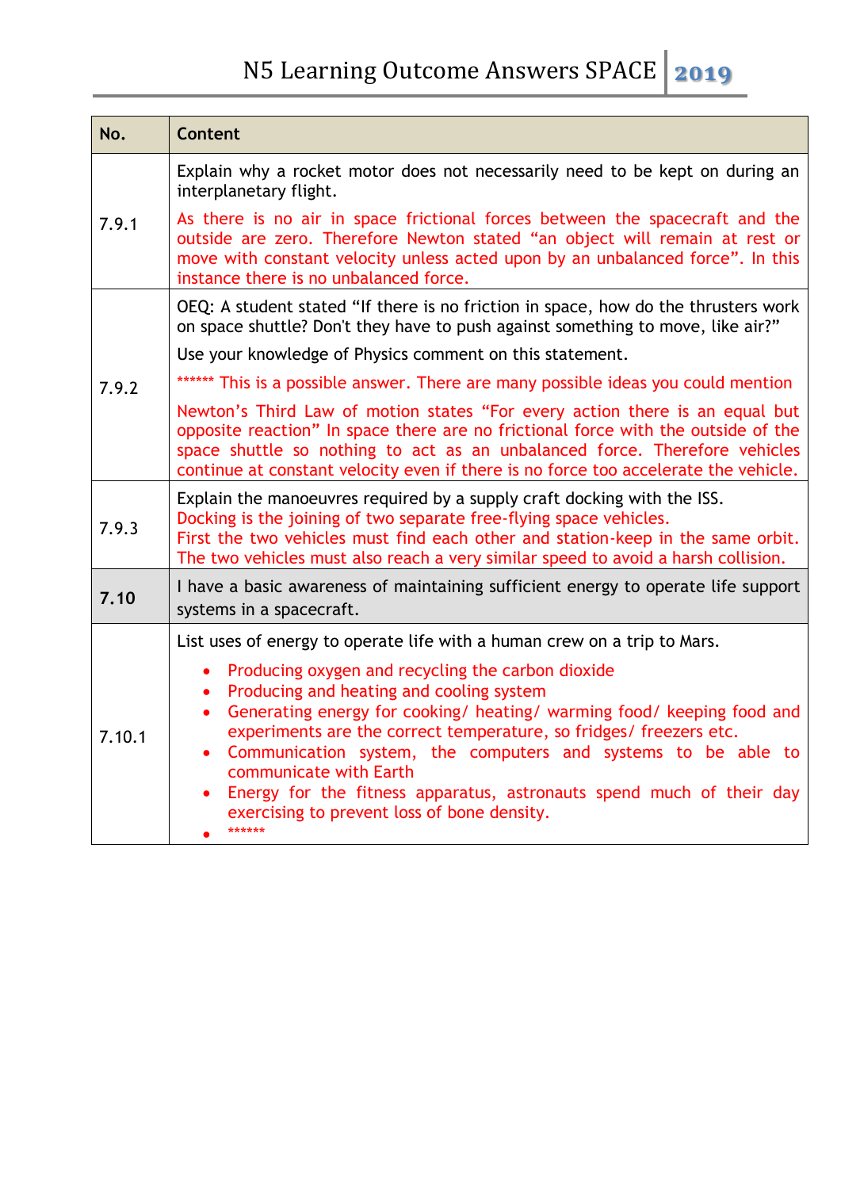| No. | Content |
| --- | --- |
| 7.9.1 | Explain why a rocket motor does not necessarily need to be kept on during an interplanetary flight.<br><br>As there is no air in space frictional forces between the spacecraft and the outside are zero. Therefore Newton stated "an object will remain at rest or move with constant velocity unless acted upon by an unbalanced force". In this instance there is no unbalanced force. |
| 7.9.2 | OEQ: A student stated "If there is no friction in space, how do the thrusters work on space shuttle? Don't they have to push against something to move, like air?"<br><br>Use your knowledge of Physics comment on this statement.<br><br>****** This is a possible answer. There are many possible ideas you could mention<br><br>Newton's Third Law of motion states "For every action there is an equal but opposite reaction" In space there are no frictional force with the outside of the space shuttle so nothing to act as an unbalanced force. Therefore vehicles continue at constant velocity even if there is no force too accelerate the vehicle. |
| 7.9.3 | Explain the manoeuvres required by a supply craft docking with the ISS.<br>Docking is the joining of two separate free-flying space vehicles.<br>First the two vehicles must find each other and station-keep in the same orbit.<br>The two vehicles must also reach a very similar speed to avoid a harsh collision. |
| **7.10** | I have a basic awareness of maintaining sufficient energy to operate life support systems in a spacecraft. |
| 7.10.1 | List uses of energy to operate life with a human crew on a trip to Mars.<br><br>• Producing oxygen and recycling the carbon dioxide<br>• Producing and heating and cooling system<br>• Generating energy for cooking/ heating/ warming food/ keeping food and experiments are the correct temperature, so fridges/ freezers etc.<br>• Communication system, the computers and systems to be able to communicate with Earth<br>• Energy for the fitness apparatus, astronauts spend much of their day exercising to prevent loss of bone density.<br>• ****** |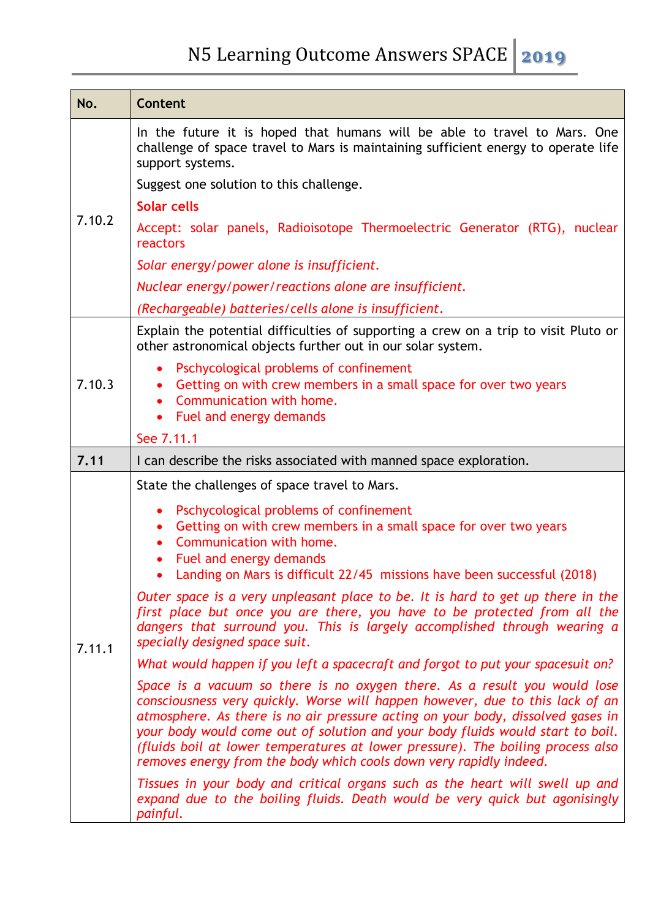| No. | Content |
|---|---|
| 7.10.2 | In the future it is hoped that humans will be able to travel to Mars. One challenge of space travel to Mars is maintaining sufficient energy to operate life support systems.<br><br>Suggest one solution to this challenge.<br><br>**Solar cells**<br><br>Accept: solar panels, Radioisotope Thermoelectric Generator (RTG), nuclear reactors<br><br>*Solar energy/power alone is insufficient.*<br><br>*Nuclear energy/power/reactions alone are insufficient.*<br><br>*(Rechargeable) batteries/cells alone is insufficient.* |
| 7.10.3 | Explain the potential difficulties of supporting a crew on a trip to visit Pluto or other astronomical objects further out in our solar system.<br><br>• Pschycological problems of confinement<br>• Getting on with crew members in a small space for over two years<br>• Communication with home.<br>• Fuel and energy demands<br><br>See 7.11.1 |
| **7.11** | I can describe the risks associated with manned space exploration. |
| 7.11.1 | State the challenges of space travel to Mars.<br><br>• Pschycological problems of confinement<br>• Getting on with crew members in a small space for over two years<br>• Communication with home.<br>• Fuel and energy demands<br>• Landing on Mars is difficult 22/45 missions have been successful (2018)<br><br>*Outer space is a very unpleasant place to be. It is hard to get up there in the first place but once you are there, you have to be protected from all the dangers that surround you. This is largely accomplished through wearing a specially designed space suit.*<br><br>*What would happen if you left a spacecraft and forgot to put your spacesuit on?*<br><br>*Space is a vacuum so there is no oxygen there. As a result you would lose consciousness very quickly. Worse will happen however, due to this lack of an atmosphere. As there is no air pressure acting on your body, dissolved gases in your body would come out of solution and your body fluids would start to boil. (fluids boil at lower temperatures at lower pressure). The boiling process also removes energy from the body which cools down very rapidly indeed.*<br><br>*Tissues in your body and critical organs such as the heart will swell up and expand due to the boiling fluids. Death would be very quick but agonisingly painful.* |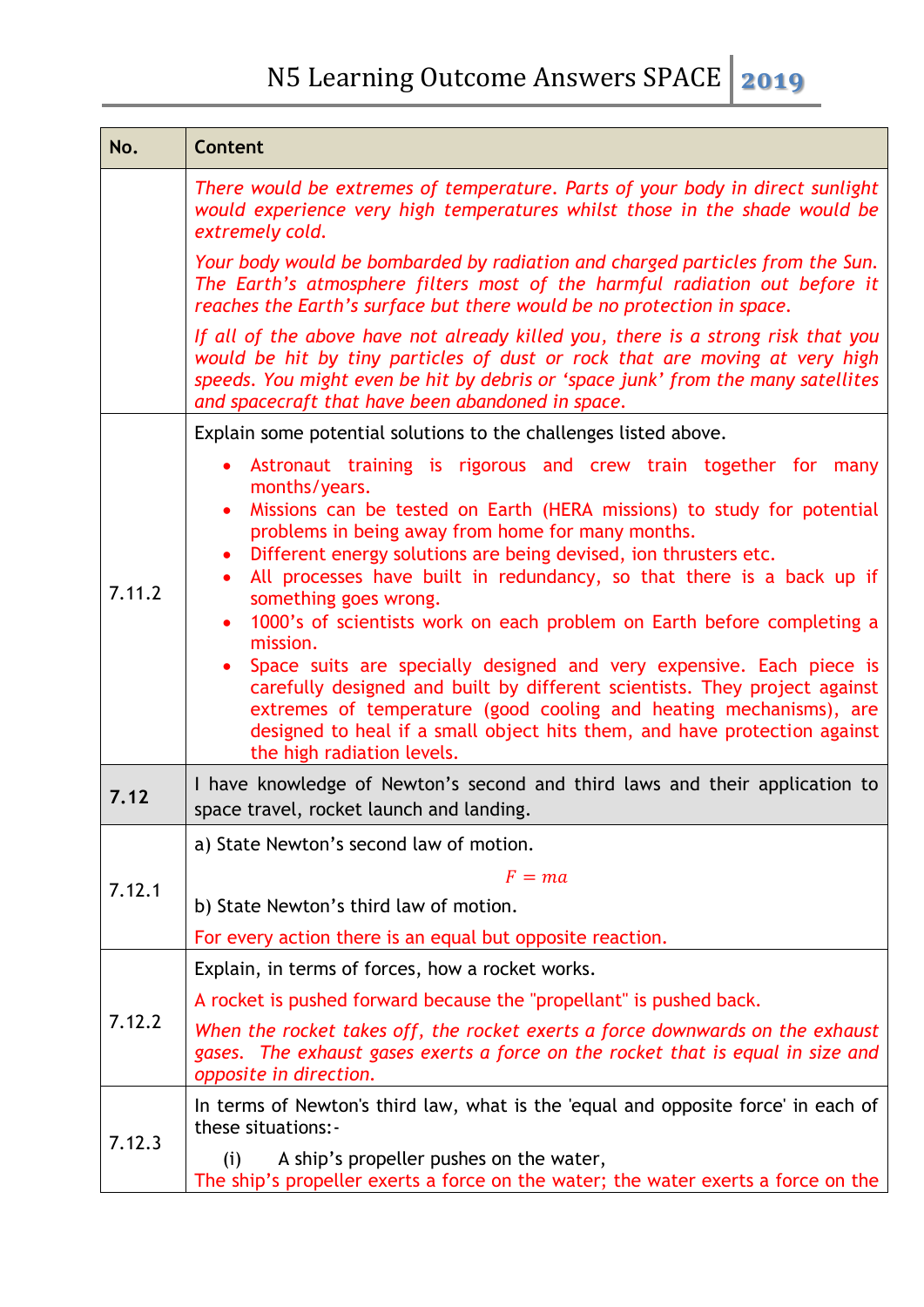| No. | Content |
|---|---|
| | *There would be extremes of temperature. Parts of your body in direct sunlight would experience very high temperatures whilst those in the shade would be extremely cold.*<br><br>*Your body would be bombarded by radiation and charged particles from the Sun. The Earth's atmosphere filters most of the harmful radiation out before it reaches the Earth's surface but there would be no protection in space.*<br><br>*If all of the above have not already killed you, there is a strong risk that you would be hit by tiny particles of dust or rock that are moving at very high speeds. You might even be hit by debris or 'space junk' from the many satellites and spacecraft that have been abandoned in space.* |
| 7.11.2 | Explain some potential solutions to the challenges listed above.<br><br>• Astronaut training is rigorous and crew train together for many months/years.<br>• Missions can be tested on Earth (HERA missions) to study for potential problems in being away from home for many months.<br>• Different energy solutions are being devised, ion thrusters etc.<br>• All processes have built in redundancy, so that there is a back up if something goes wrong.<br>• 1000's of scientists work on each problem on Earth before completing a mission.<br>• Space suits are specially designed and very expensive. Each piece is carefully designed and built by different scientists. They project against extremes of temperature (good cooling and heating mechanisms), are designed to heal if a small object hits them, and have protection against the high radiation levels. |
| **7.12** | I have knowledge of Newton's second and third laws and their application to space travel, rocket launch and landing. |
| 7.12.1 | a) State Newton's second law of motion.<br><br>$F = ma$<br><br>b) State Newton's third law of motion.<br><br>For every action there is an equal but opposite reaction. |
| 7.12.2 | Explain, in terms of forces, how a rocket works.<br><br>A rocket is pushed forward because the "propellant" is pushed back.<br><br>*When the rocket takes off, the rocket exerts a force downwards on the exhaust gases. The exhaust gases exerts a force on the rocket that is equal in size and opposite in direction.* |
| 7.12.3 | In terms of Newton's third law, what is the 'equal and opposite force' in each of these situations:-<br><br>(i) A ship's propeller pushes on the water,<br>The ship's propeller exerts a force on the water; the water exerts a force on the |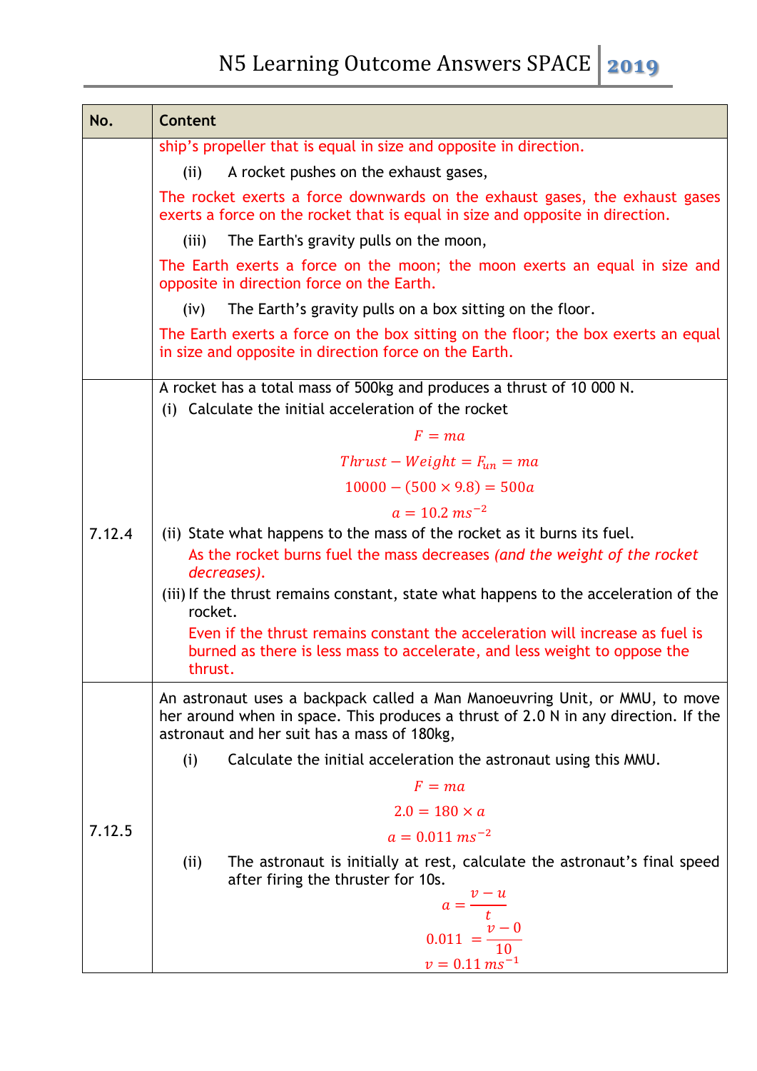| No. | Content |
|---|---|
| | ship's propeller that is equal in size and opposite in direction.<br>(ii) A rocket pushes on the exhaust gases,<br>The rocket exerts a force downwards on the exhaust gases, the exhaust gases exerts a force on the rocket that is equal in size and opposite in direction.<br>(iii) The Earth's gravity pulls on the moon,<br>The Earth exerts a force on the moon; the moon exerts an equal in size and opposite in direction force on the Earth.<br>(iv) The Earth's gravity pulls on a box sitting on the floor.<br>The Earth exerts a force on the box sitting on the floor; the box exerts an equal in size and opposite in direction force on the Earth. |
| 7.12.4 | A rocket has a total mass of 500kg and produces a thrust of 10 000 N.<br>(i) Calculate the initial acceleration of the rocket<br>$F = ma$<br>$Thrust - Weight = F_{un} = ma$<br>$10000 - (500 \times 9.8) = 500a$<br>$a = 10.2\ ms^{-2}$<br>(ii) State what happens to the mass of the rocket as it burns its fuel.<br>As the rocket burns fuel the mass decreases *(and the weight of the rocket decreases).*<br>(iii) If the thrust remains constant, state what happens to the acceleration of the rocket.<br>Even if the thrust remains constant the acceleration will increase as fuel is burned as there is less mass to accelerate, and less weight to oppose the thrust. |
| 7.12.5 | An astronaut uses a backpack called a Man Manoeuvring Unit, or MMU, to move her around when in space. This produces a thrust of 2.0 N in any direction. If the astronaut and her suit has a mass of 180kg,<br>(i) Calculate the initial acceleration the astronaut using this MMU.<br>$F = ma$<br>$2.0 = 180 \times a$<br>$a = 0.011\ ms^{-2}$<br>(ii) The astronaut is initially at rest, calculate the astronaut's final speed after firing the thruster for 10s.<br>$a = \frac{v-u}{t}$<br>$0.011 = \frac{v-0}{10}$<br>$v = 0.11\ ms^{-1}$ |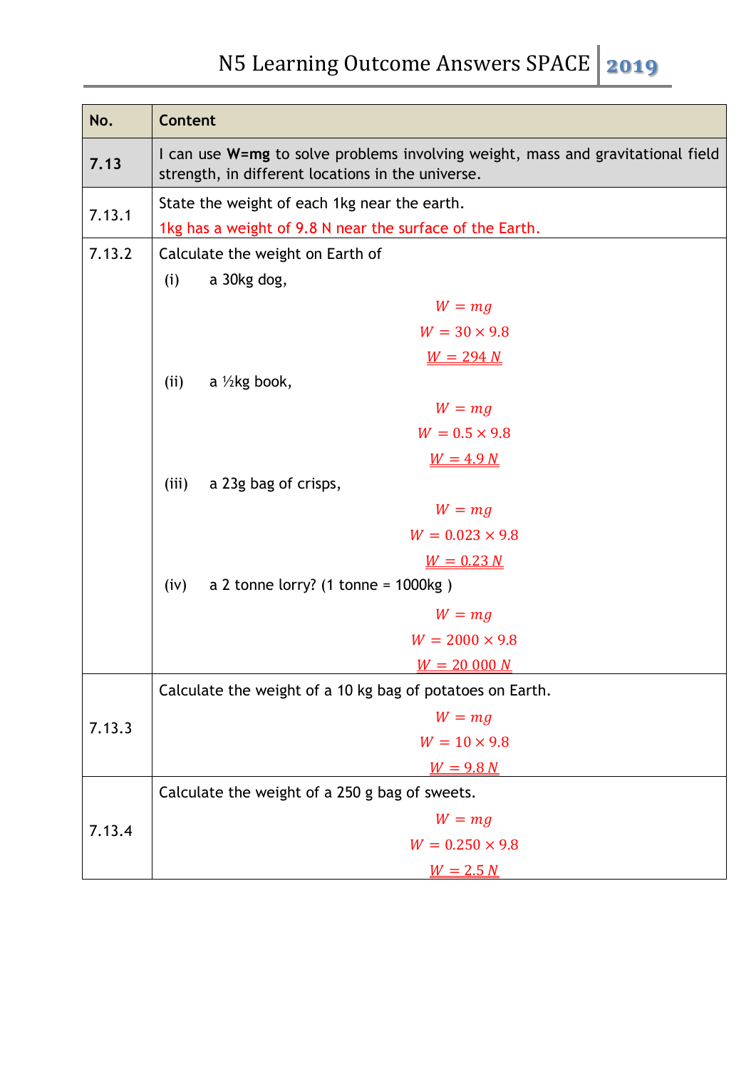| No. | Content |
|---|---|
| **7.13** | I can use **W=mg** to solve problems involving weight, mass and gravitational field strength, in different locations in the universe. |
| 7.13.1 | State the weight of each 1kg near the earth.<br>1kg has a weight of 9.8 N near the surface of the Earth. |
| 7.13.2 | Calculate the weight on Earth of<br>(i) a 30kg dog,<br>$W = mg$<br>$W = 30 \times 9.8$<br>$\underline{W = 294\ N}$<br>(ii) a ½kg book,<br>$W = mg$<br>$W = 0.5 \times 9.8$<br>$\underline{W = 4.9\ N}$<br>(iii) a 23g bag of crisps,<br>$W = mg$<br>$W = 0.023 \times 9.8$<br>$\underline{W = 0.23\ N}$<br>(iv) a 2 tonne lorry? (1 tonne = 1000kg )<br>$W = mg$<br>$W = 2000 \times 9.8$<br>$\underline{W = 20\ 000\ N}$ |
| 7.13.3 | Calculate the weight of a 10 kg bag of potatoes on Earth.<br>$W = mg$<br>$W = 10 \times 9.8$<br>$\underline{W = 9.8\ N}$ |
| 7.13.4 | Calculate the weight of a 250 g bag of sweets.<br>$W = mg$<br>$W = 0.250 \times 9.8$<br>$\underline{W = 2.5\ N}$ |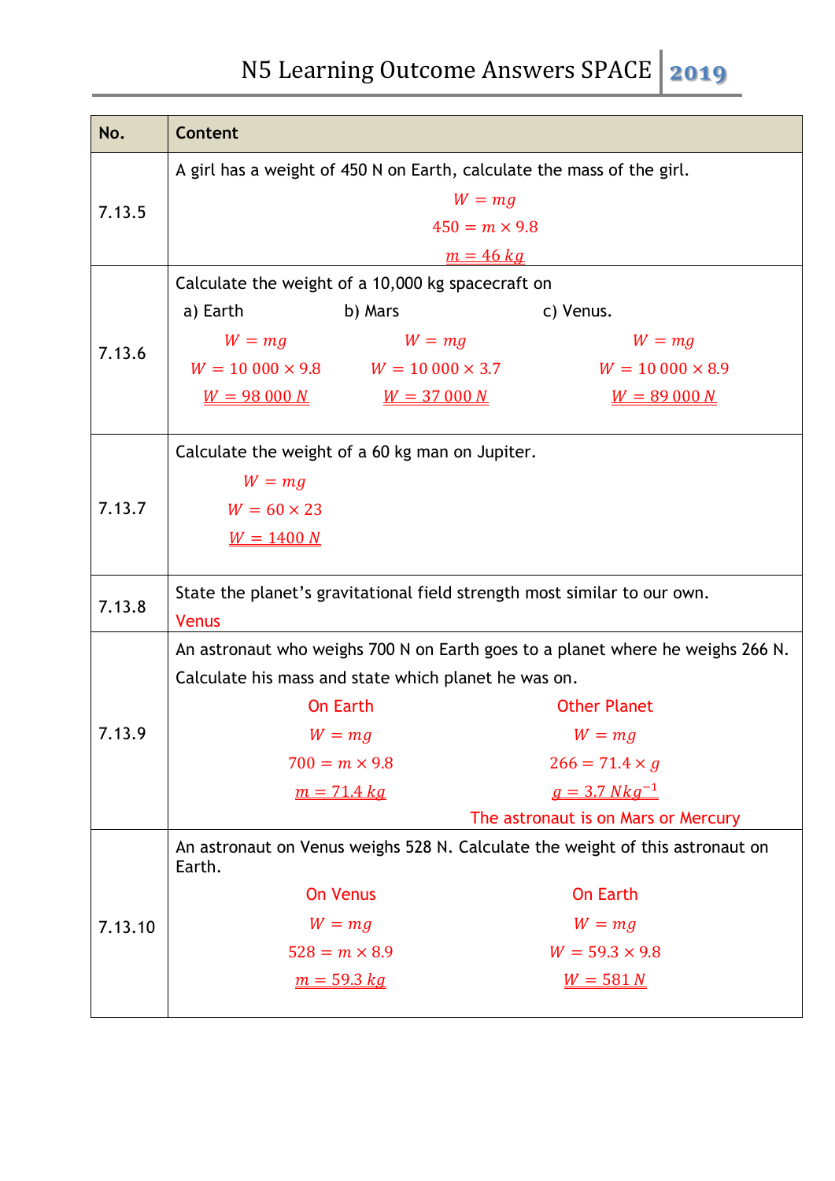| No. | Content |
|---|---|
| 7.13.5 | A girl has a weight of 450 N on Earth, calculate the mass of the girl. $W = mg$ $450 = m \times 9.8$ $\underline{\underline{m = 46\ kg}}$ |
| 7.13.6 | Calculate the weight of a 10,000 kg spacecraft on a) Earth b) Mars c) Venus. a) $W = mg$, $W = 10\,000 \times 9.8$, $\underline{\underline{W = 98\,000\ N}}$ b) $W = mg$, $W = 10\,000 \times 3.7$, $\underline{\underline{W = 37\,000\ N}}$ c) $W = mg$, $W = 10\,000 \times 8.9$, $\underline{\underline{W = 89\,000\ N}}$ |
| 7.13.7 | Calculate the weight of a 60 kg man on Jupiter. $W = mg$ $W = 60 \times 23$ $\underline{\underline{W = 1400\ N}}$ |
| 7.13.8 | State the planet's gravitational field strength most similar to our own. Venus |
| 7.13.9 | An astronaut who weighs 700 N on Earth goes to a planet where he weighs 266 N. Calculate his mass and state which planet he was on. On Earth: $W = mg$, $700 = m \times 9.8$, $\underline{\underline{m = 71.4\ kg}}$ Other Planet: $W = mg$, $266 = 71.4 \times g$, $\underline{\underline{g = 3.7\ Nkg^{-1}}}$ The astronaut is on Mars or Mercury |
| 7.13.10 | An astronaut on Venus weighs 528 N. Calculate the weight of this astronaut on Earth. On Venus: $W = mg$, $528 = m \times 8.9$, $\underline{\underline{m = 59.3\ kg}}$ On Earth: $W = mg$, $W = 59.3 \times 9.8$, $\underline{\underline{W = 581\ N}}$ |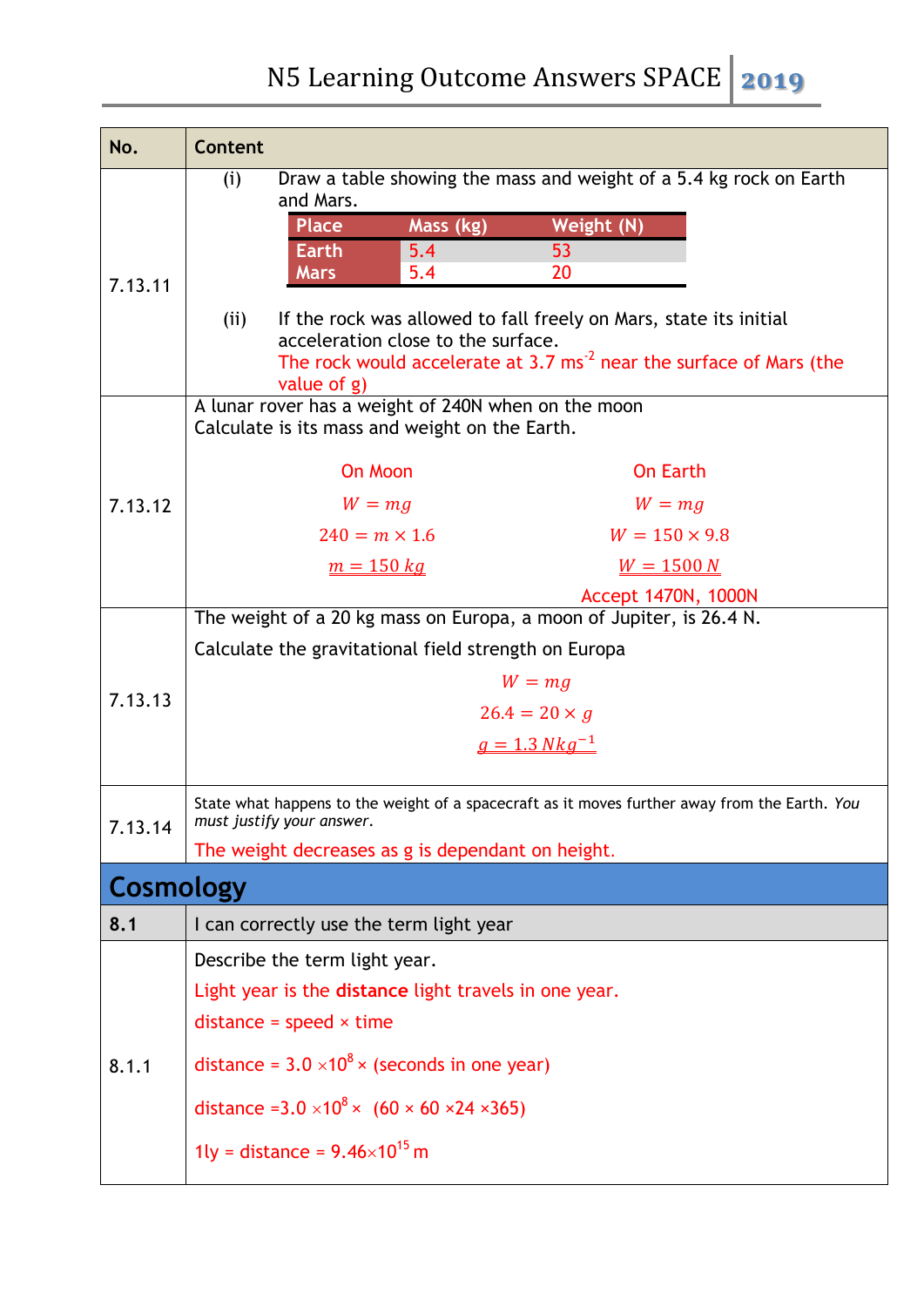| No. | Content |
|---|---|
| 7.13.11 | (i) Draw a table showing the mass and weight of a 5.4 kg rock on Earth and Mars.<br><br>Place: Earth — Mass (kg): 5.4 — Weight (N): 53<br>Place: Mars — Mass (kg): 5.4 — Weight (N): 20<br><br>(ii) If the rock was allowed to fall freely on Mars, state its initial acceleration close to the surface.<br>The rock would accelerate at 3.7 $ms^{-2}$ near the surface of Mars (the value of g) |
| 7.13.12 | A lunar rover has a weight of 240N when on the moon<br>Calculate is its mass and weight on the Earth.<br><br>On Moon: $W = mg$; $240 = m \times 1.6$; $\underline{m = 150\ kg}$<br><br>On Earth: $W = mg$; $W = 150 \times 9.8$; $\underline{W = 1500\ N}$<br><br>Accept 1470N, 1000N |
| 7.13.13 | The weight of a 20 kg mass on Europa, a moon of Jupiter, is 26.4 N.<br>Calculate the gravitational field strength on Europa<br><br>$W = mg$<br>$26.4 = 20 \times g$<br>$\underline{g = 1.3\ Nkg^{-1}}$ |
| 7.13.14 | State what happens to the weight of a spacecraft as it moves further away from the Earth. *You must justify your answer.*<br>The weight decreases as g is dependant on height. |

## Cosmology

| No. | Content |
|---|---|
| **8.1** | I can correctly use the term light year |
| 8.1.1 | Describe the term light year.<br>Light year is the **distance** light travels in one year.<br>distance = speed × time<br>distance = $3.0 \times 10^8 \times$ (seconds in one year)<br>distance = $3.0 \times 10^8 \times$ (60 × 60 ×24 ×365)<br>1ly = distance = $9.46 \times 10^{15}$ m |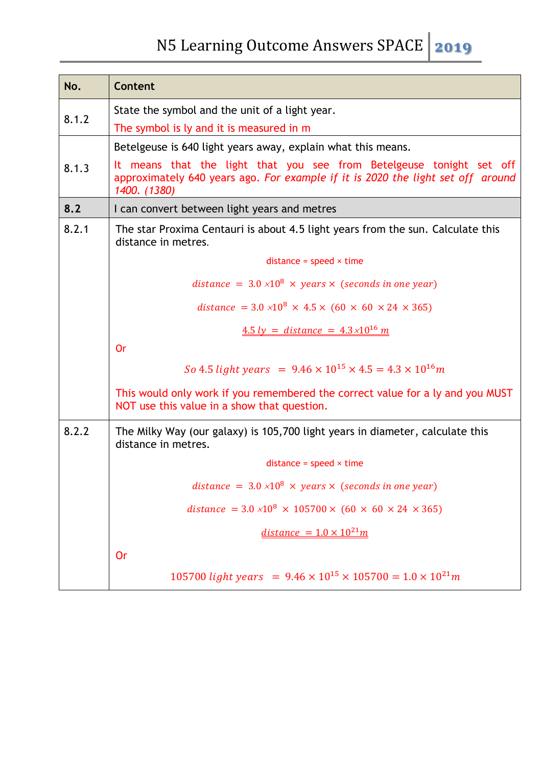| No. | Content |
|---|---|
| 8.1.2 | State the symbol and the unit of a light year.<br>The symbol is ly and it is measured in m |
| 8.1.3 | Betelgeuse is 640 light years away, explain what this means.<br>It means that the light that you see from Betelgeuse tonight set off approximately 640 years ago. *For example if it is 2020 the light set off around 1400. (1380)* |
| **8.2** | I can convert between light years and metres |
| 8.2.1 | The star Proxima Centauri is about 4.5 light years from the sun. Calculate this distance in metres.<br>distance = speed × time<br>$distance = 3.0 \times 10^8 \times years \times (seconds\ in\ one\ year)$<br>$distance = 3.0 \times 10^8 \times 4.5 \times (60 \times 60 \times 24 \times 365)$<br>$\underline{4.5\ ly = distance = 4.3 \times 10^{16}\ m}$<br>Or<br>$So\ 4.5\ light\ years = 9.46 \times 10^{15} \times 4.5 = 4.3 \times 10^{16} m$<br>This would only work if you remembered the correct value for a ly and you MUST NOT use this value in a show that question. |
| 8.2.2 | The Milky Way (our galaxy) is 105,700 light years in diameter, calculate this distance in metres.<br>distance = speed × time<br>$distance = 3.0 \times 10^8 \times years \times (seconds\ in\ one\ year)$<br>$distance = 3.0 \times 10^8 \times 105700 \times (60 \times 60 \times 24 \times 365)$<br>$\underline{distance = 1.0 \times 10^{21} m}$<br>Or<br>$105700\ light\ years = 9.46 \times 10^{15} \times 105700 = 1.0 \times 10^{21} m$ |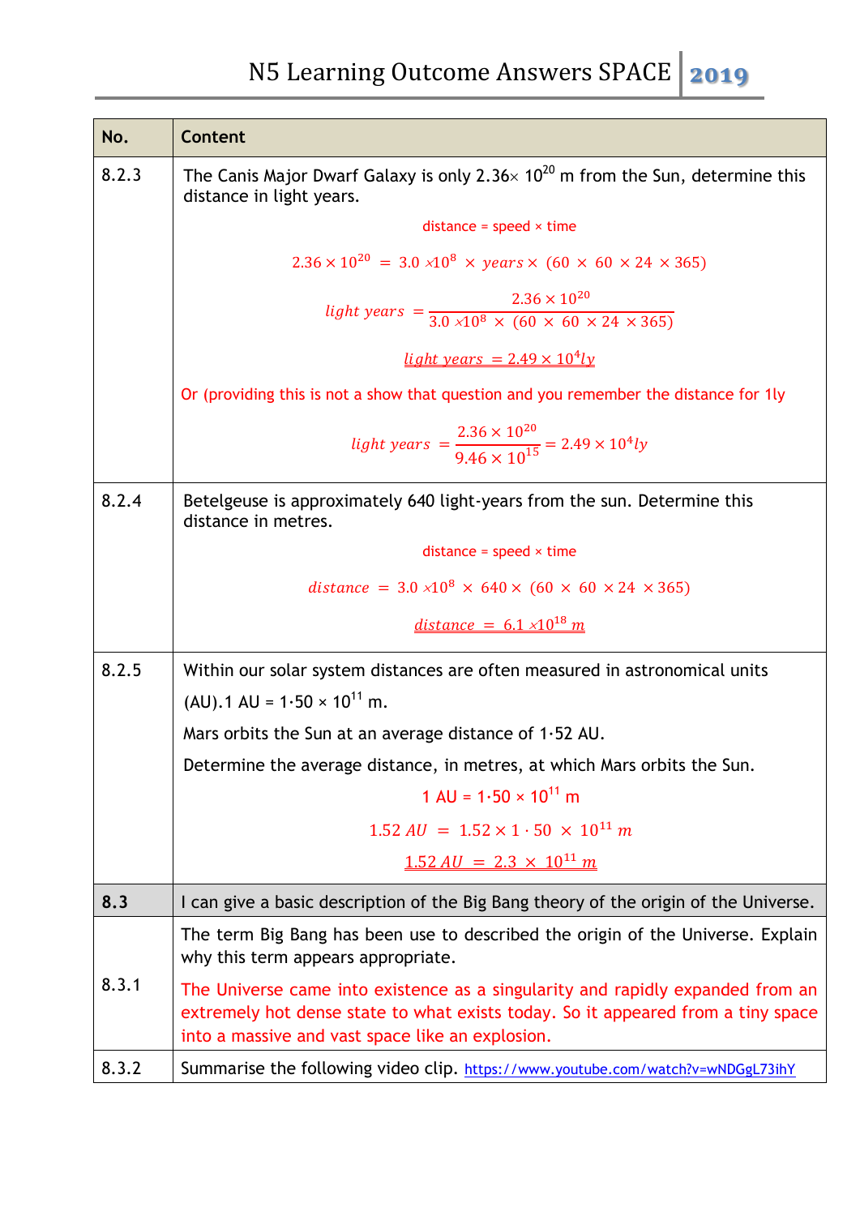| No. | Content |
|---|---|
| 8.2.3 | The Canis Major Dwarf Galaxy is only $2.36 \times 10^{20}$ m from the Sun, determine this distance in light years.<br><br>distance = speed × time<br><br>$2.36 \times 10^{20} = 3.0 \times 10^{8} \times years \times (60 \times 60 \times 24 \times 365)$<br><br>$light\ years = \frac{2.36 \times 10^{20}}{3.0 \times 10^{8} \times (60 \times 60 \times 24 \times 365)}$<br><br>$\underline{light\ years = 2.49 \times 10^{4} ly}$<br><br>Or (providing this is not a show that question and you remember the distance for 1ly<br><br>$light\ years = \frac{2.36 \times 10^{20}}{9.46 \times 10^{15}} = 2.49 \times 10^{4} ly$ |
| 8.2.4 | Betelgeuse is approximately 640 light-years from the sun. Determine this distance in metres.<br><br>distance = speed × time<br><br>$distance = 3.0 \times 10^{8} \times 640 \times (60 \times 60 \times 24 \times 365)$<br><br>$\underline{distance = 6.1 \times 10^{18}\ m}$ |
| 8.2.5 | Within our solar system distances are often measured in astronomical units (AU).1 AU = $1{\cdot}50 \times 10^{11}$ m.<br><br>Mars orbits the Sun at an average distance of 1·52 AU.<br><br>Determine the average distance, in metres, at which Mars orbits the Sun.<br><br>1 AU = $1{\cdot}50 \times 10^{11}$ m<br><br>$1.52\ AU = 1.52 \times 1 \cdot 50 \times 10^{11}\ m$<br><br>$\underline{1.52\ AU = 2.3 \times 10^{11}\ m}$ |
| **8.3** | I can give a basic description of the Big Bang theory of the origin of the Universe. |
| 8.3.1 | The term Big Bang has been use to described the origin of the Universe. Explain why this term appears appropriate.<br><br>The Universe came into existence as a singularity and rapidly expanded from an extremely hot dense state to what exists today. So it appeared from a tiny space into a massive and vast space like an explosion. |
| 8.3.2 | Summarise the following video clip. https://www.youtube.com/watch?v=wNDGgL73ihY |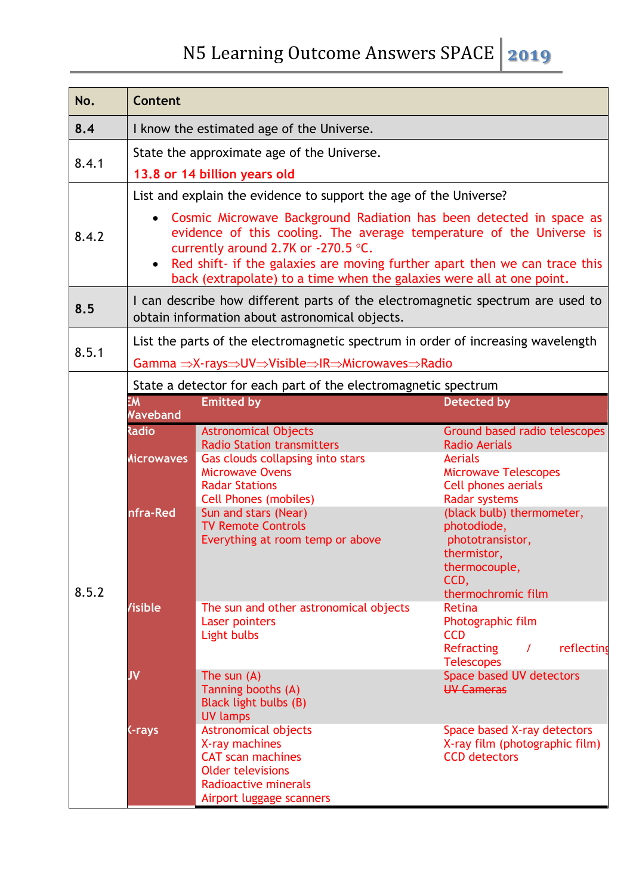| No. | Content |
|---|---|
| **8.4** | I know the estimated age of the Universe. |
| 8.4.1 | State the approximate age of the Universe. **13.8 or 14 billion years old** |
| 8.4.2 | List and explain the evidence to support the age of the Universe? <br>• Cosmic Microwave Background Radiation has been detected in space as evidence of this cooling. The average temperature of the Universe is currently around 2.7K or -270.5 °C. <br>• Red shift- if the galaxies are moving further apart then we can trace this back (extrapolate) to a time when the galaxies were all at one point. |
| **8.5** | I can describe how different parts of the electromagnetic spectrum are used to obtain information about astronomical objects. |
| 8.5.1 | List the parts of the electromagnetic spectrum in order of increasing wavelength <br>Gamma ⇒X-rays⇒UV⇒Visible⇒IR⇒Microwaves⇒Radio |
| 8.5.2 | State a detector for each part of the electromagnetic spectrum |

| EM Waveband | Emitted by | Detected by |
|---|---|---|
| Radio | Astronomical Objects<br>Radio Station transmitters | Ground based radio telescopes<br>Radio Aerials |
| Microwaves | Gas clouds collapsing into stars<br>Microwave Ovens<br>Radar Stations<br>Cell Phones (mobiles) | Aerials<br>Microwave Telescopes<br>Cell phones aerials<br>Radar systems |
| Infra-Red | Sun and stars (Near)<br>TV Remote Controls<br>Everything at room temp or above | (black bulb) thermometer,<br>photodiode,<br>phototransistor,<br>thermistor,<br>thermocouple,<br>CCD,<br>thermochromic film |
| Visible | The sun and other astronomical objects<br>Laser pointers<br>Light bulbs | Retina<br>Photographic film<br>CCD<br>Refracting / reflecting Telescopes |
| UV | The sun (A)<br>Tanning booths (A)<br>Black light bulbs (B)<br>UV lamps | Space based UV detectors<br>~~UV Cameras~~ |
| X-rays | Astronomical objects<br>X-ray machines<br>CAT scan machines<br>Older televisions<br>Radioactive minerals<br>Airport luggage scanners | Space based X-ray detectors<br>X-ray film (photographic film)<br>CCD detectors |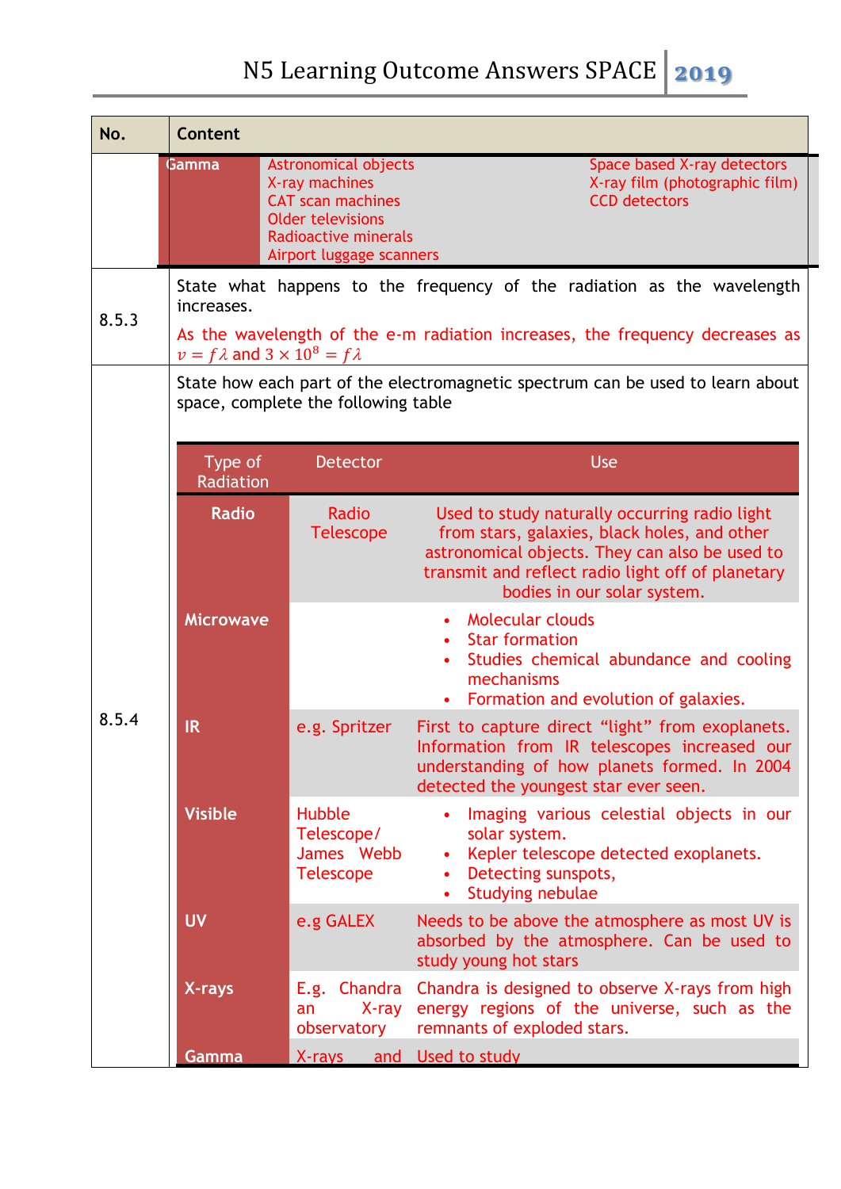| No. | Content |
|---|---|
| | Gamma / Astronomical objects, X-ray machines, CAT scan machines, Older televisions, Radioactive minerals, Airport luggage scanners / Space based X-ray detectors, X-ray film (photographic film), CCD detectors |
| 8.5.3 | State what happens to the frequency of the radiation as the wavelength increases.<br>As the wavelength of the e-m radiation increases, the frequency decreases as $v = f\lambda$ and $3 \times 10^8 = f\lambda$ |
| 8.5.4 | State how each part of the electromagnetic spectrum can be used to learn about space, complete the following table |

| Type of Radiation | Detector | Use |
|---|---|---|
| **Radio** | Radio Telescope | Used to study naturally occurring radio light from stars, galaxies, black holes, and other astronomical objects. They can also be used to transmit and reflect radio light off of planetary bodies in our solar system. |
| **Microwave** | | • Molecular clouds<br>• Star formation<br>• Studies chemical abundance and cooling mechanisms<br>• Formation and evolution of galaxies. |
| **IR** | e.g. Spritzer | First to capture direct "light" from exoplanets. Information from IR telescopes increased our understanding of how planets formed. In 2004 detected the youngest star ever seen. |
| **Visible** | Hubble Telescope/ James Webb Telescope | • Imaging various celestial objects in our solar system.<br>• Kepler telescope detected exoplanets.<br>• Detecting sunspots,<br>• Studying nebulae |
| **UV** | e.g GALEX | Needs to be above the atmosphere as most UV is absorbed by the atmosphere. Can be used to study young hot stars |
| **X-rays** | E.g. Chandra an X-ray observatory | Chandra is designed to observe X-rays from high energy regions of the universe, such as the remnants of exploded stars. |
| **Gamma** | X-rays and | Used to study |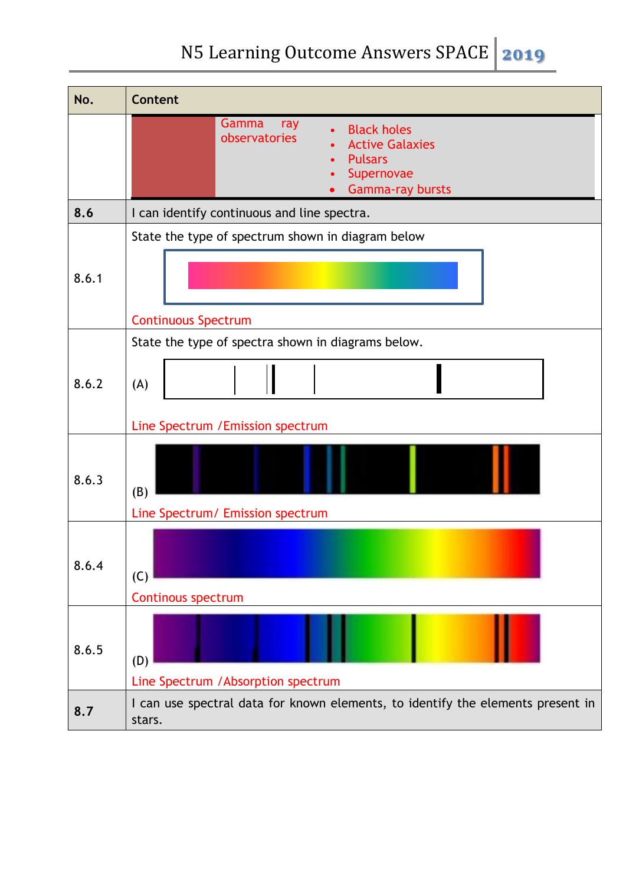| No. | Content |
|---|---|
| | Gamma ray observatories: • Black holes • Active Galaxies • Pulsars • Supernovae • Gamma-ray bursts |
| **8.6** | I can identify continuous and line spectra. |
| 8.6.1 | State the type of spectrum shown in diagram below<br><br>Continuous Spectrum |
| 8.6.2 | State the type of spectra shown in diagrams below.<br>(A)<br><br>Line Spectrum /Emission spectrum |
| 8.6.3 | (B)<br>Line Spectrum/ Emission spectrum |
| 8.6.4 | (C)<br>Continous spectrum |
| 8.6.5 | (D)<br>Line Spectrum /Absorption spectrum |
| **8.7** | I can use spectral data for known elements, to identify the elements present in stars. |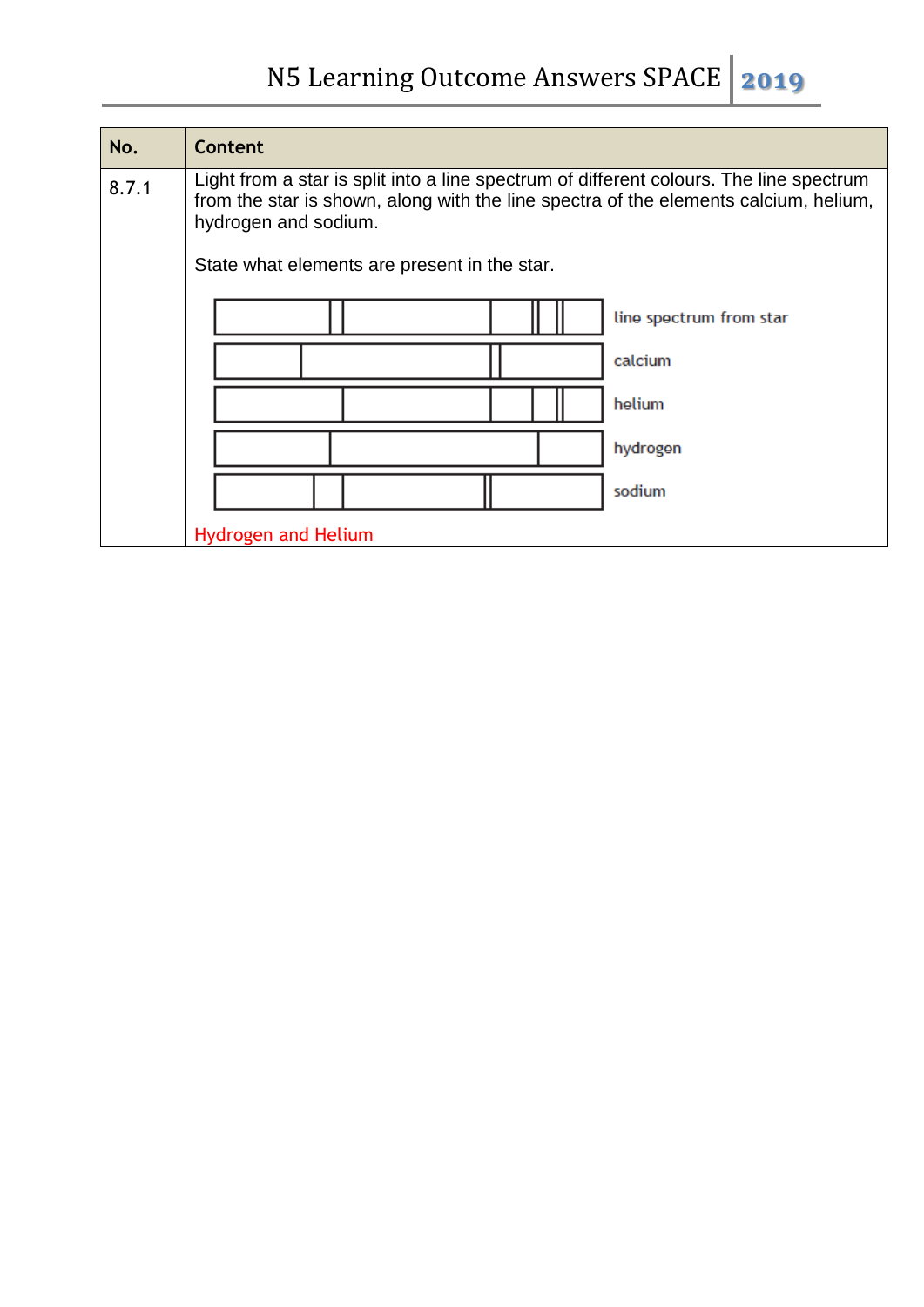| No. | Content |
|---|---|
| 8.7.1 | Light from a star is split into a line spectrum of different colours. The line spectrum from the star is shown, along with the line spectra of the elements calcium, helium, hydrogen and sodium.<br><br>State what elements are present in the star.<br><br>line spectrum from star<br>calcium<br>helium<br>hydrogen<br>sodium<br><br>Hydrogen and Helium |